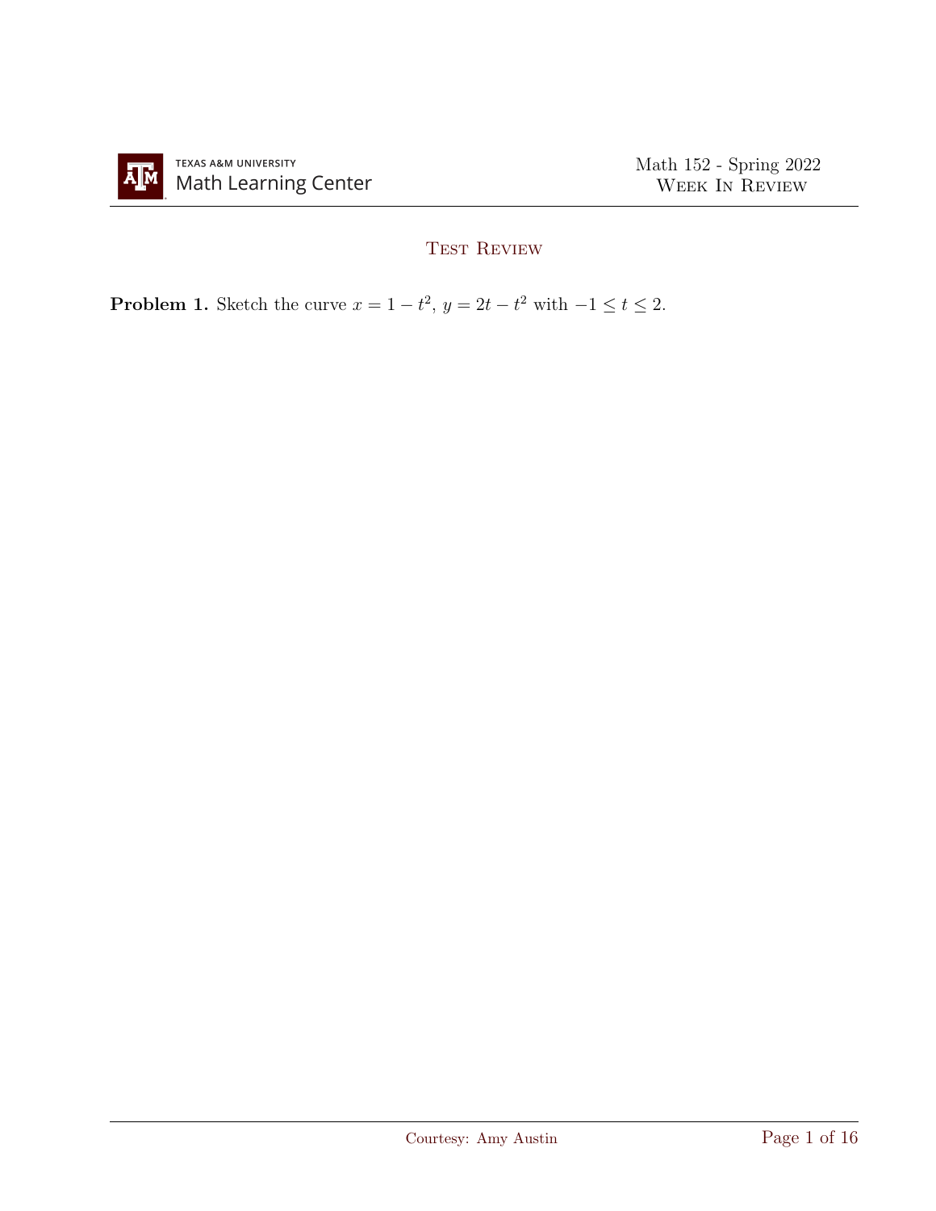# Test Review

**Problem 1.** Sketch the curve $x = 1 - t^2$, $y = 2t - t^2$ with $-1 \le t \le 2$.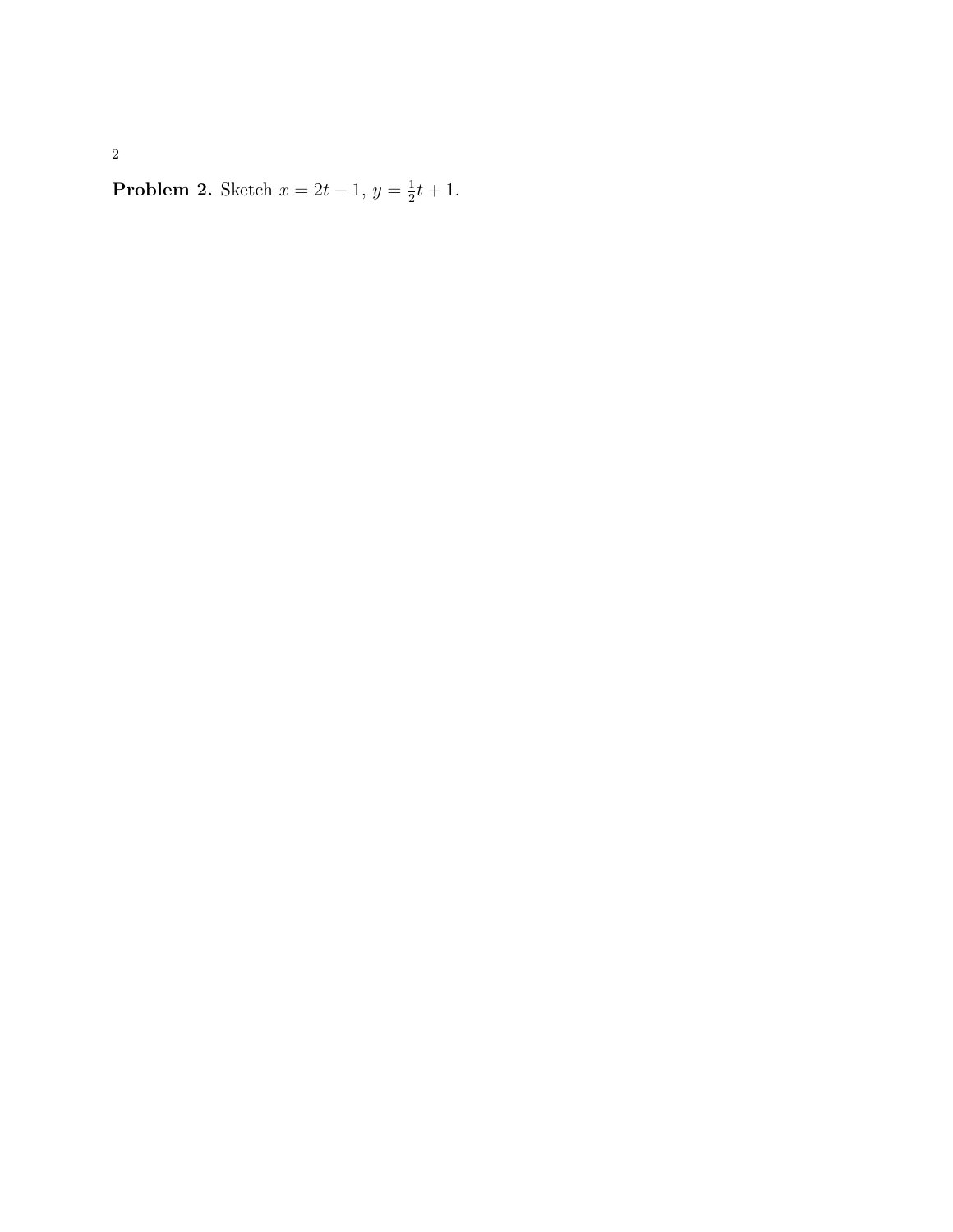**Problem 2.** Sketch $x = 2t - 1$, $y = \frac{1}{2}t + 1$.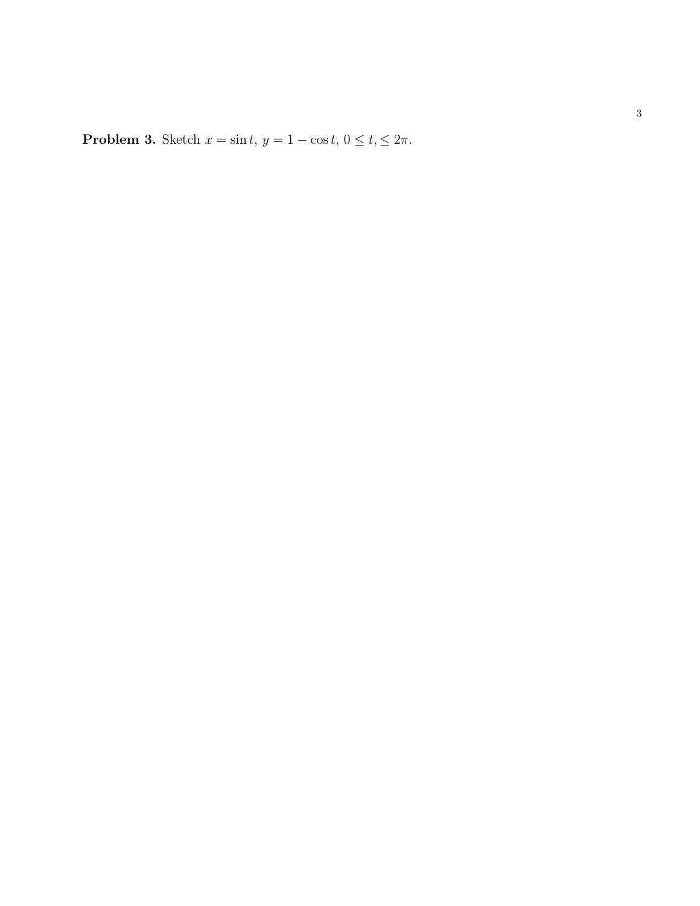**Problem 3.** Sketch $x = \sin t$, $y = 1 - \cos t$, $0 \leq t, \leq 2\pi$.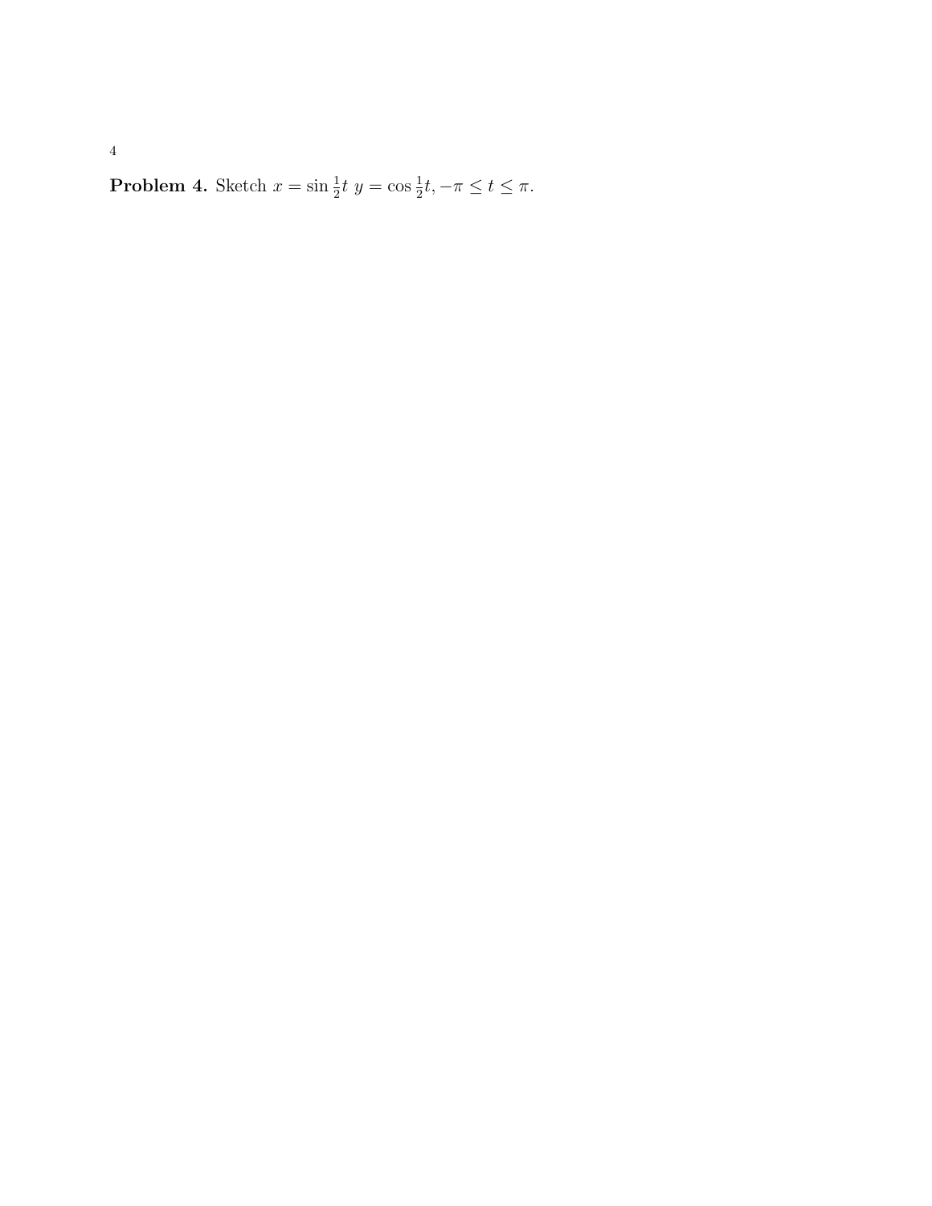**Problem 4.** Sketch $x = \sin \frac{1}{2}t \ y = \cos \frac{1}{2}t, -\pi \leq t \leq \pi$.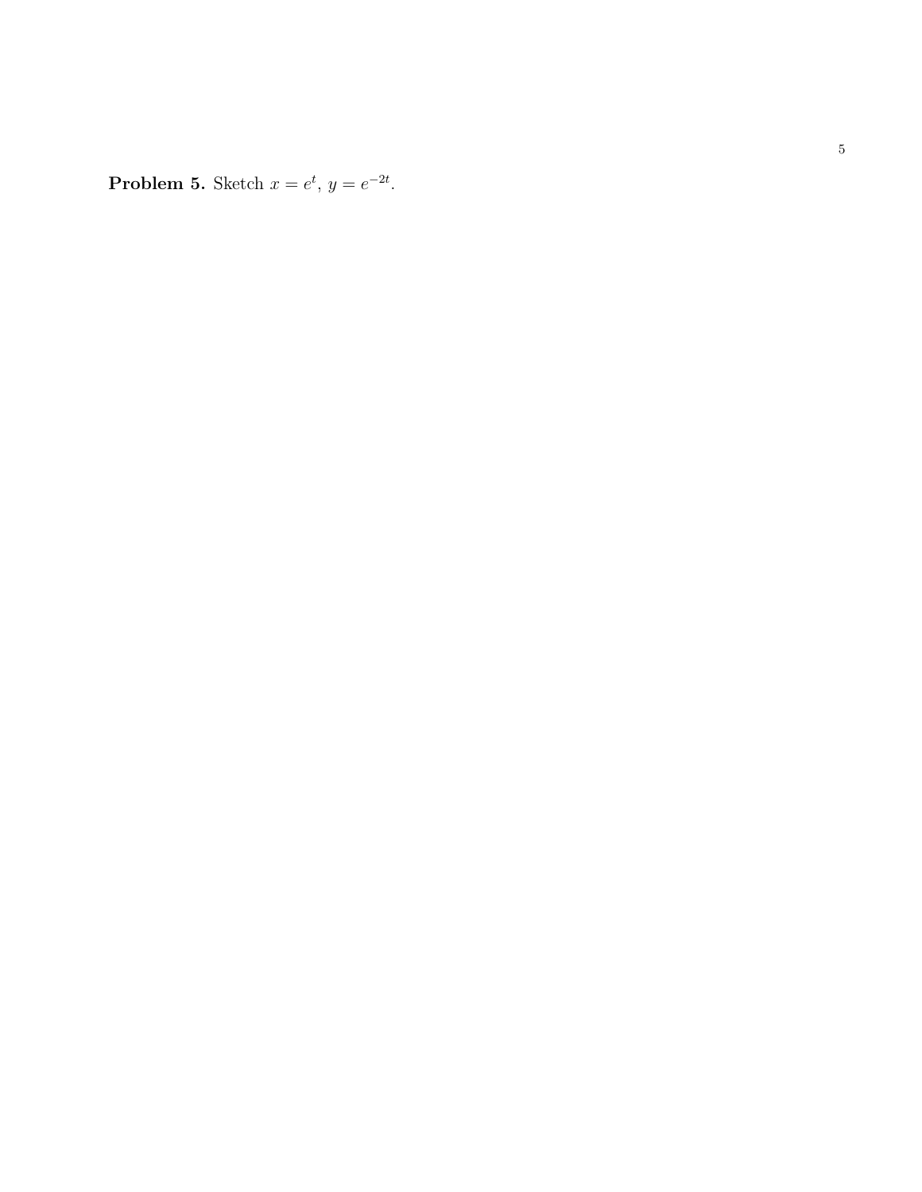**Problem 5.** Sketch $x = e^t$, $y = e^{-2t}$.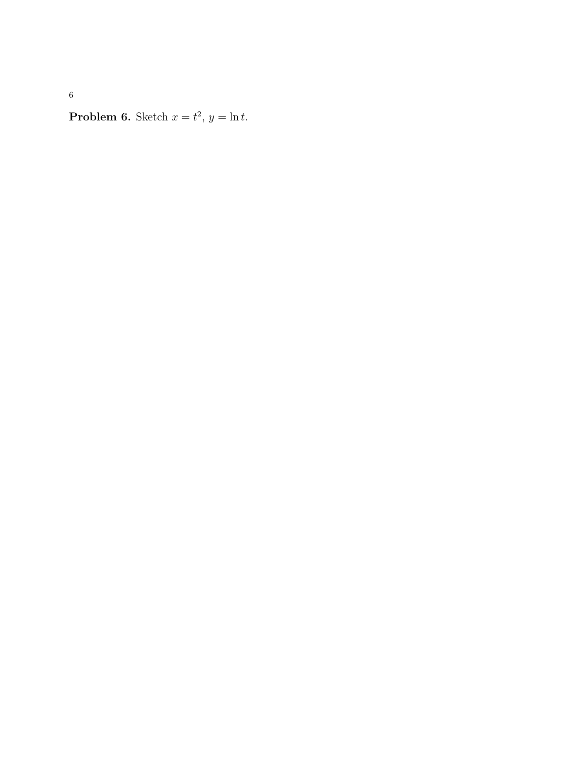**Problem 6.** Sketch $x = t^2$, $y = \ln t$.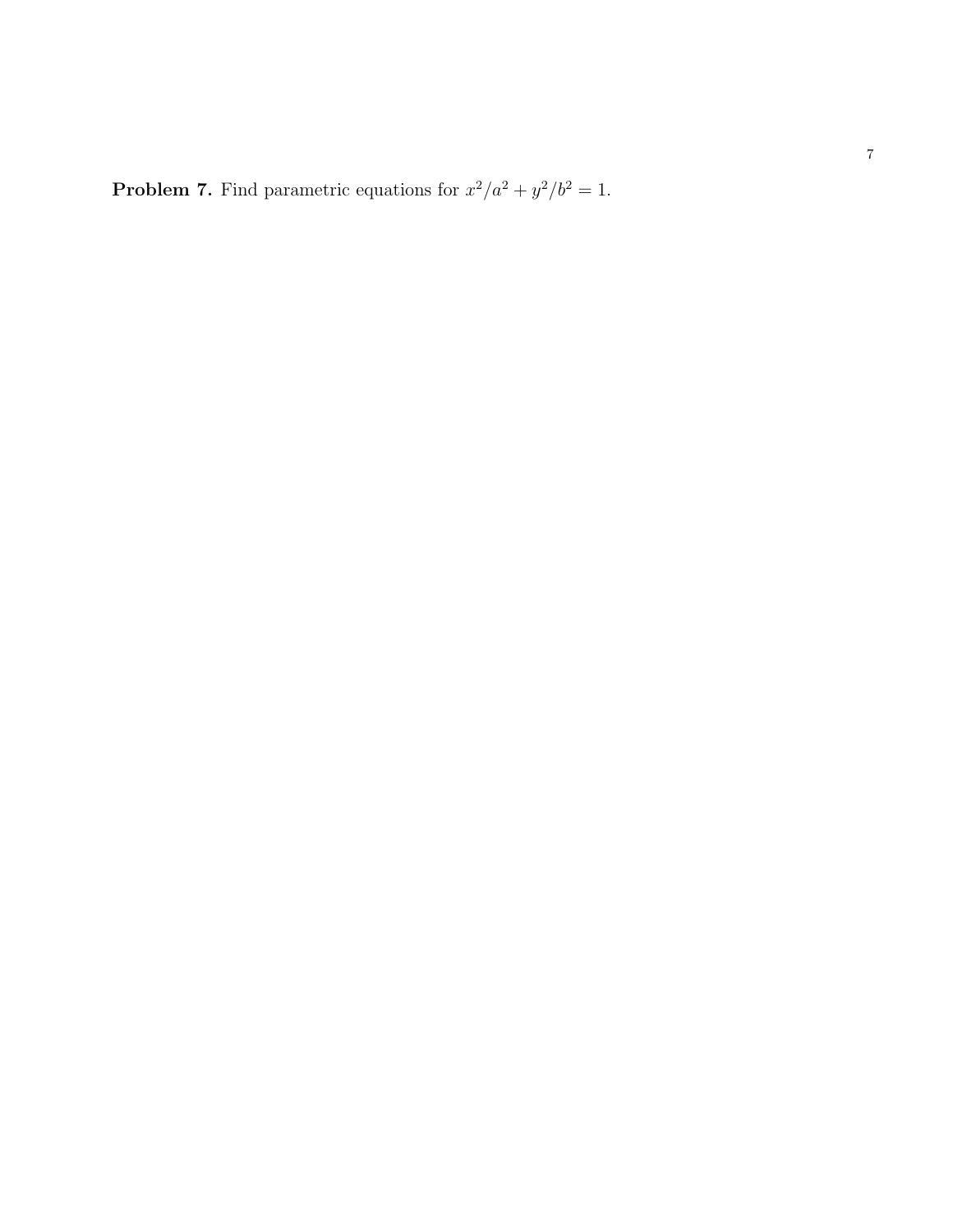**Problem 7.** Find parametric equations for $x^2/a^2 + y^2/b^2 = 1$.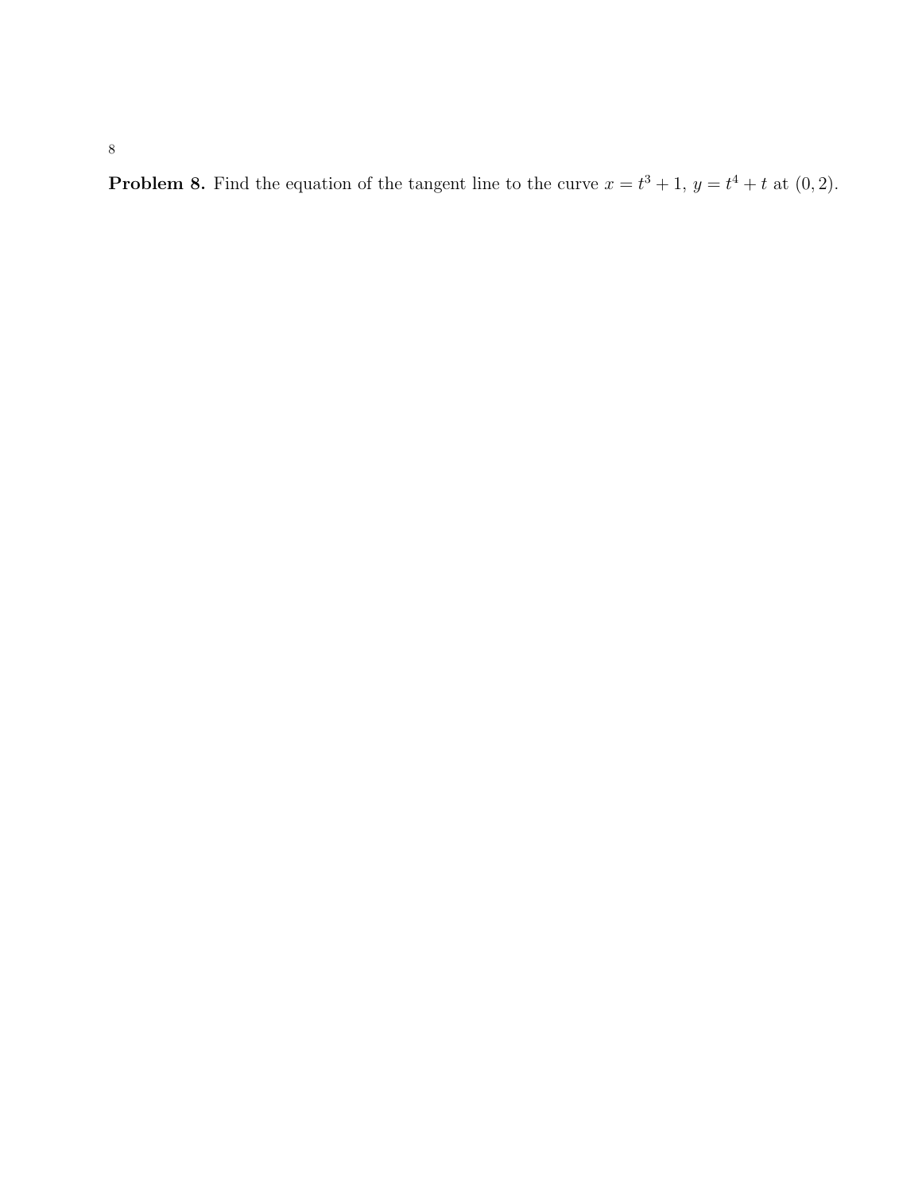**Problem 8.** Find the equation of the tangent line to the curve $x = t^3 + 1$, $y = t^4 + t$ at $(0, 2)$.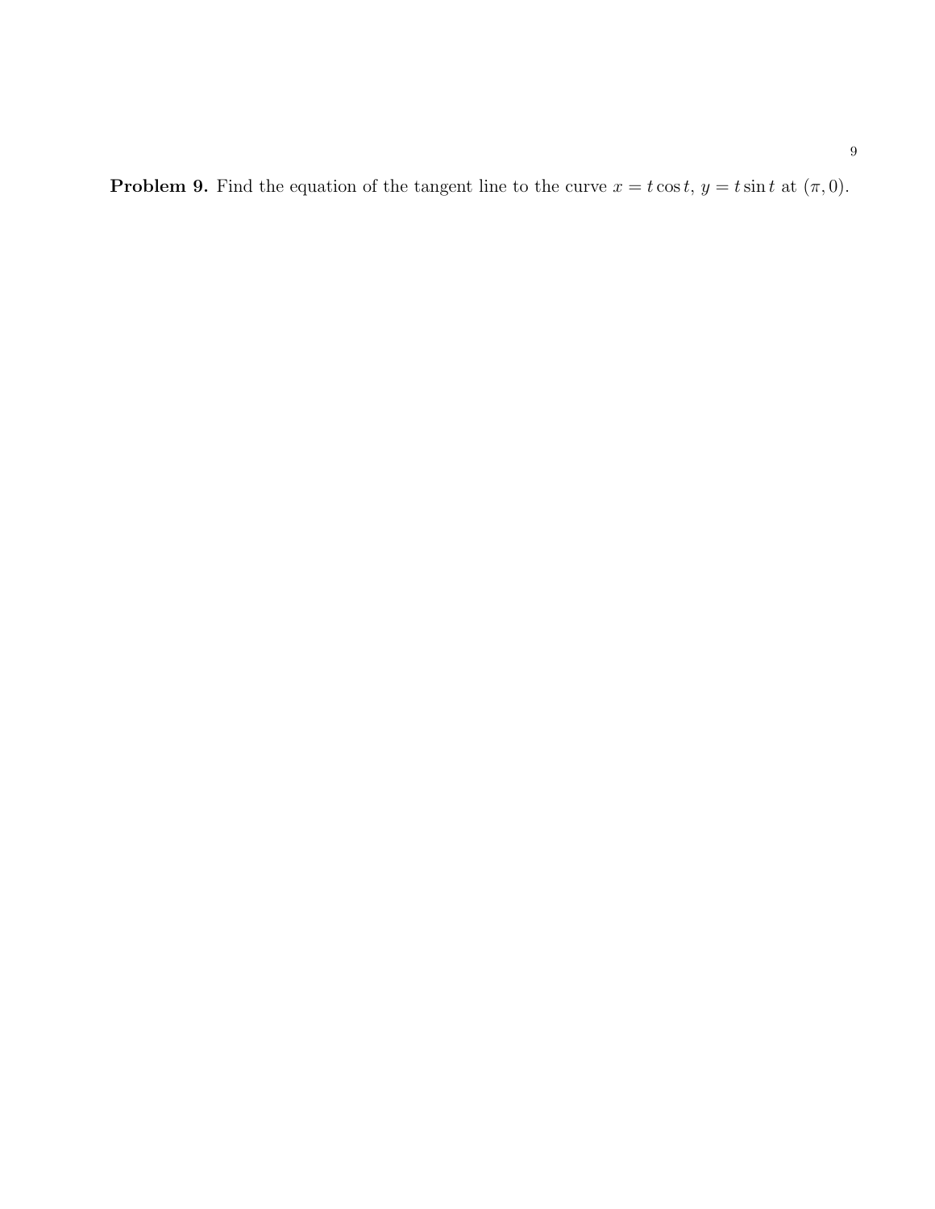**Problem 9.** Find the equation of the tangent line to the curve $x = t\cos t$, $y = t\sin t$ at $(\pi, 0)$.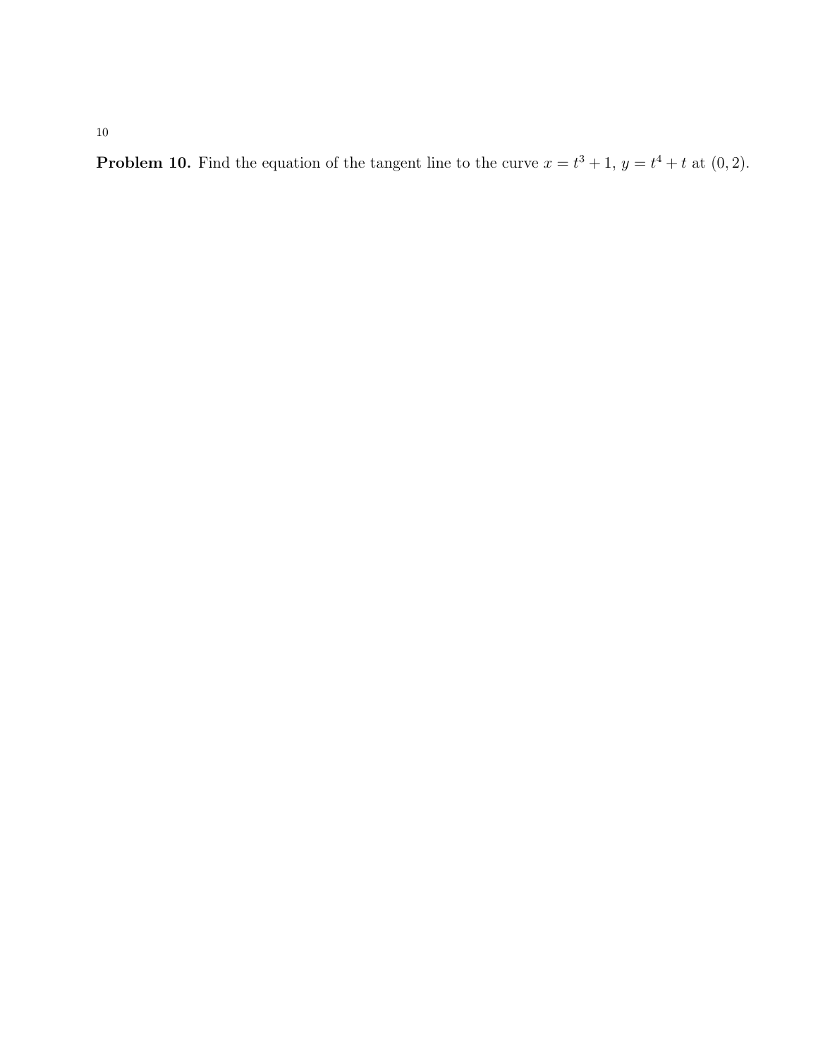**Problem 10.** Find the equation of the tangent line to the curve $x = t^3 + 1$, $y = t^4 + t$ at $(0, 2)$.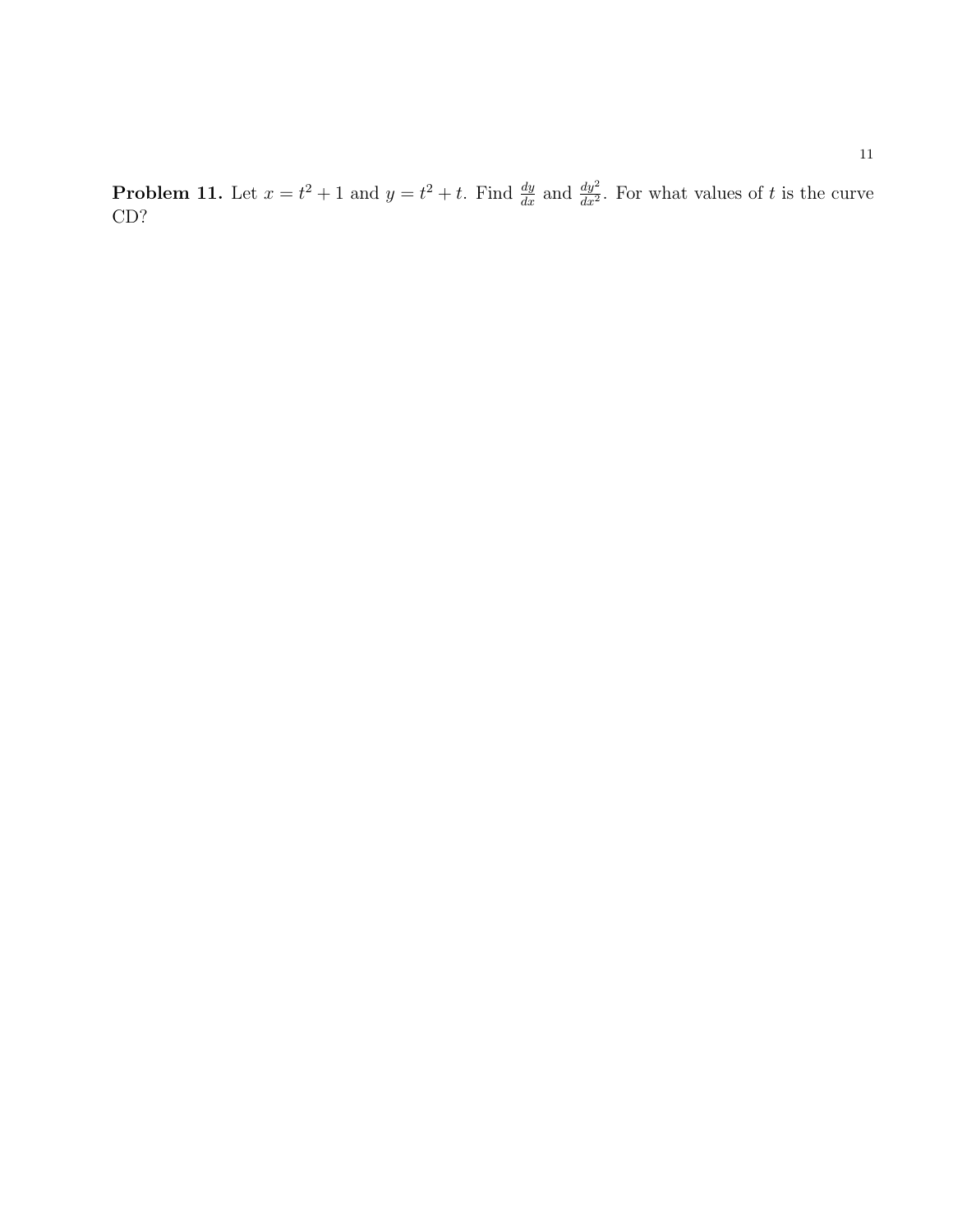**Problem 11.** Let $x = t^2 + 1$ and $y = t^2 + t$. Find $\frac{dy}{dx}$ and $\frac{dy^2}{dx^2}$. For what values of $t$ is the curve CD?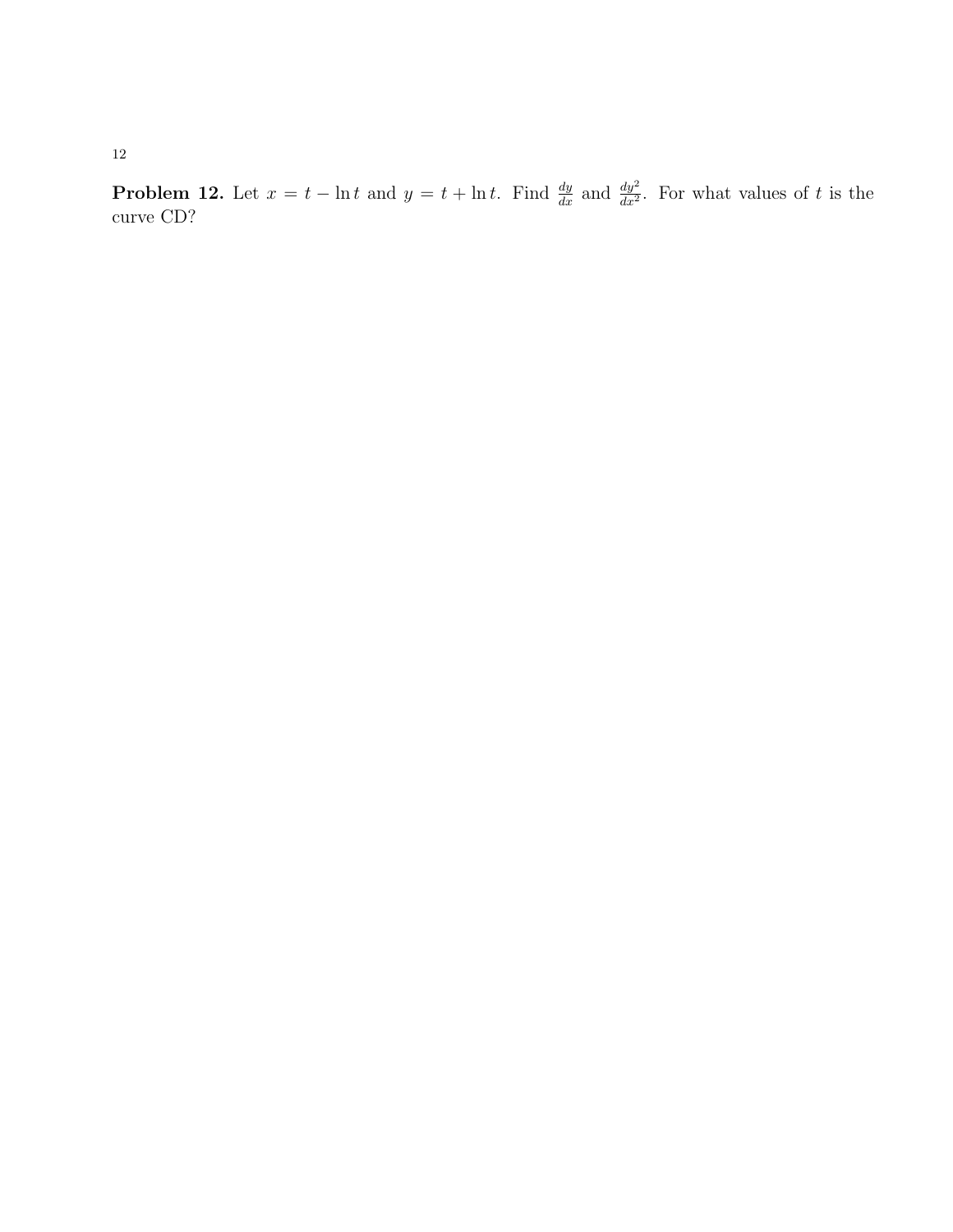**Problem 12.** Let $x = t - \ln t$ and $y = t + \ln t$. Find $\frac{dy}{dx}$ and $\frac{dy^2}{dx^2}$. For what values of $t$ is the curve CD?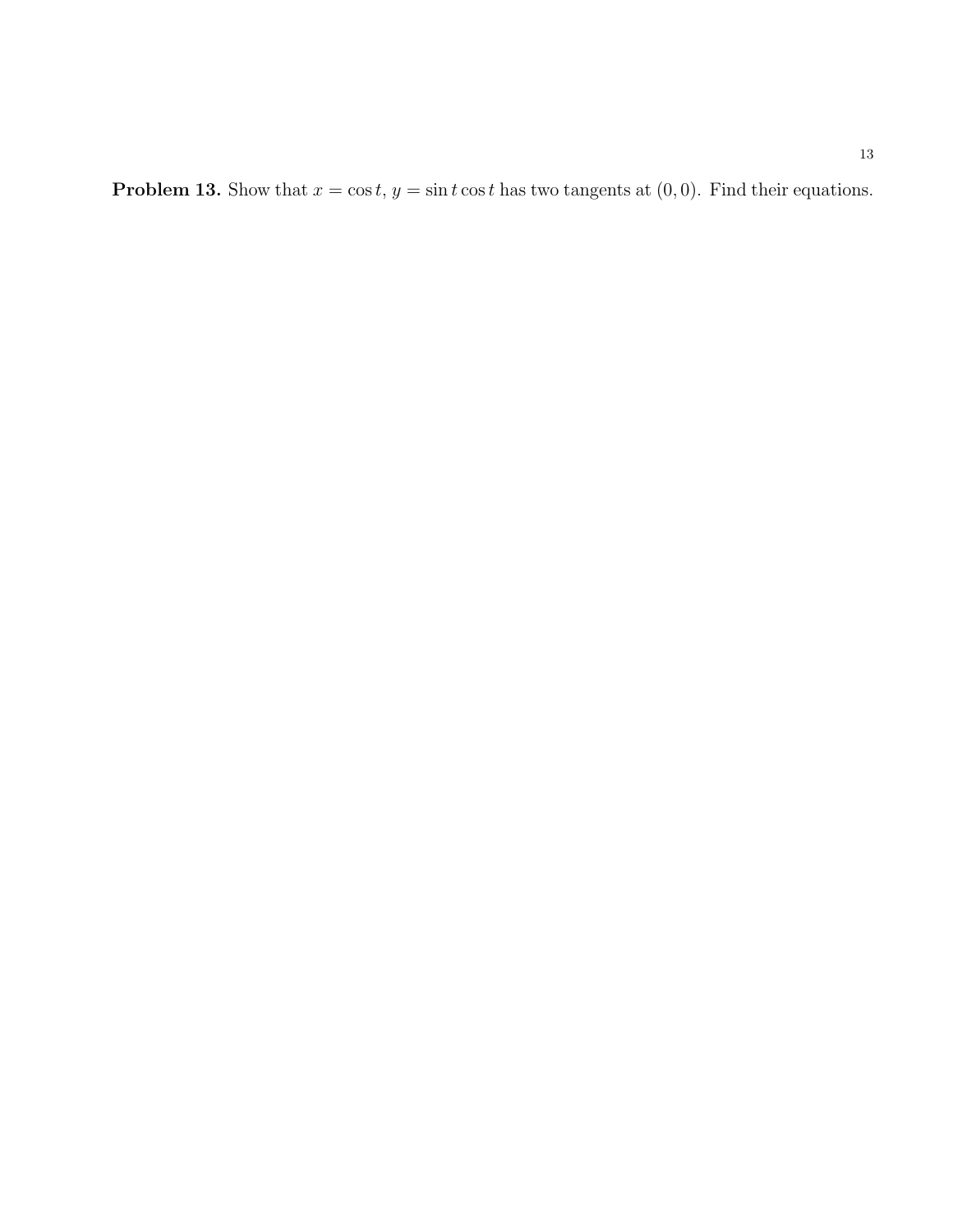**Problem 13.** Show that $x = \cos t$, $y = \sin t \cos t$ has two tangents at $(0, 0)$. Find their equations.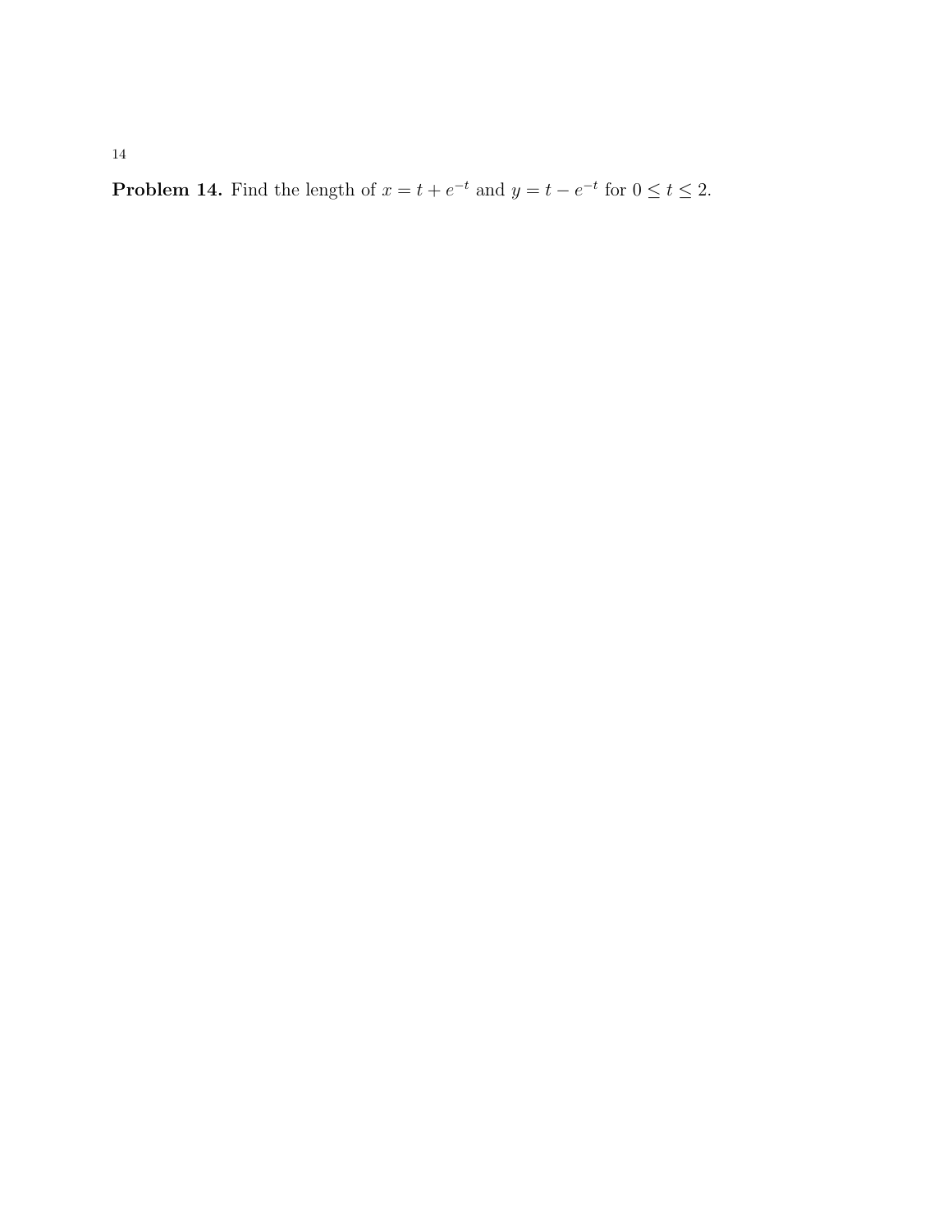**Problem 14.** Find the length of $x = t + e^{-t}$ and $y = t - e^{-t}$ for $0 \leq t \leq 2$.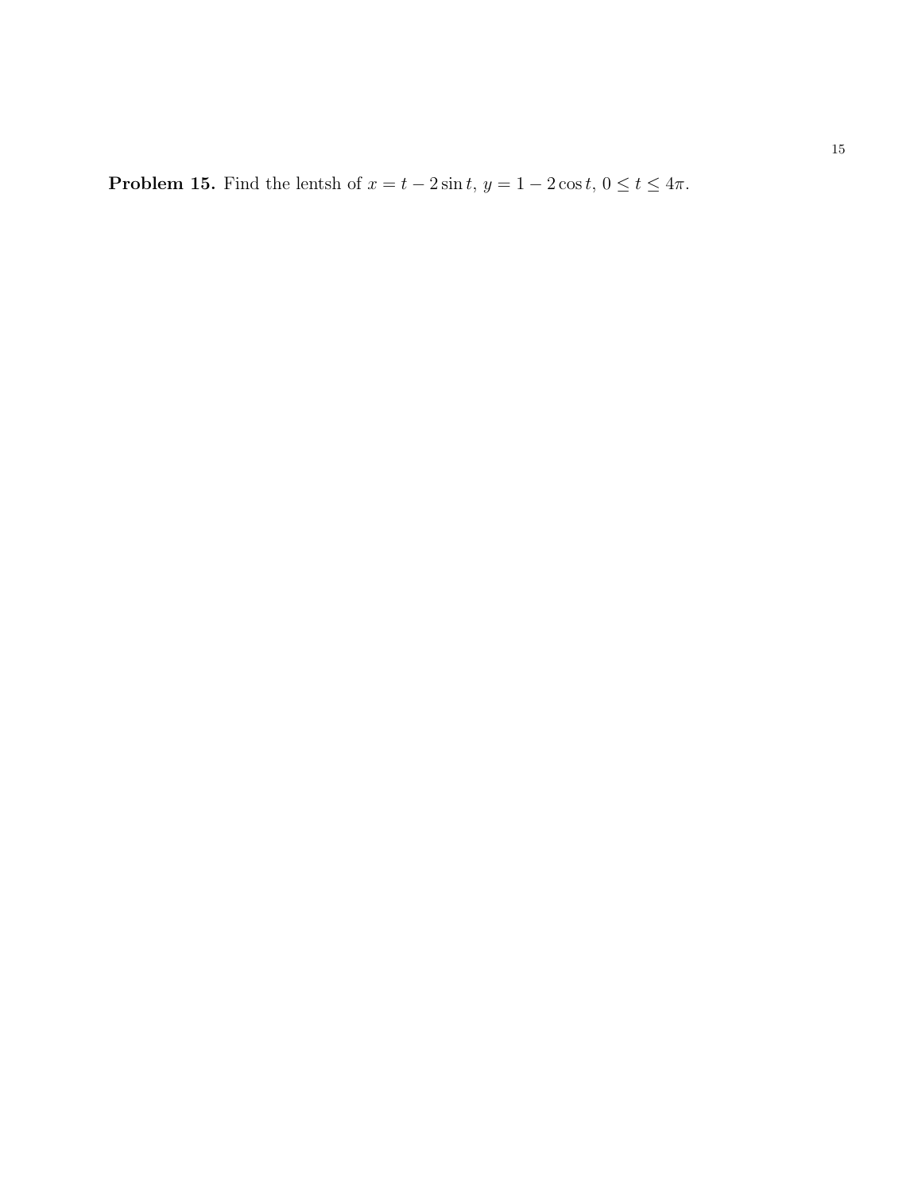**Problem 15.** Find the lentsh of $x = t - 2\sin t$, $y = 1 - 2\cos t$, $0 \le t \le 4\pi$.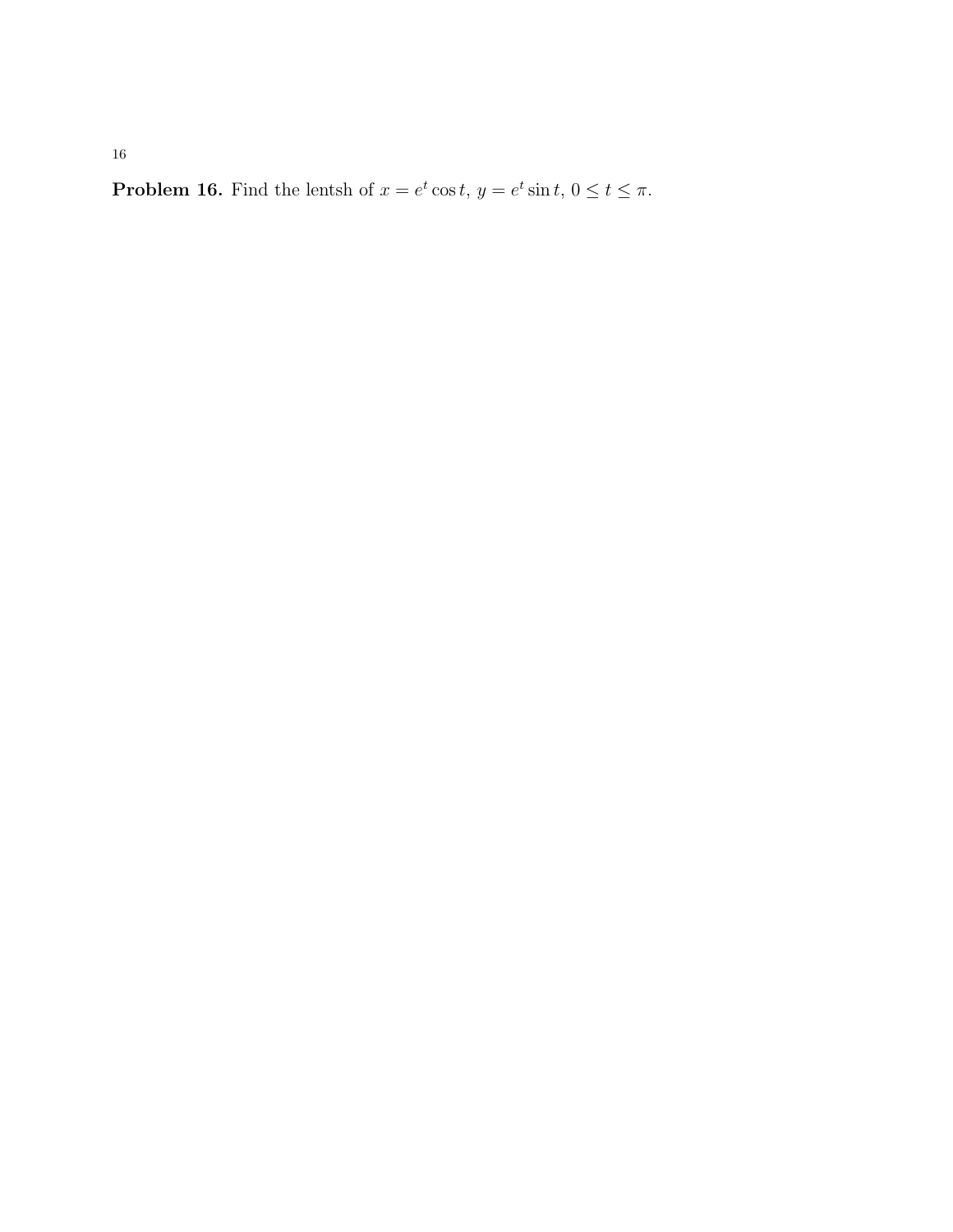**Problem 16.** Find the lentsh of $x = e^t \cos t$, $y = e^t \sin t$, $0 \leq t \leq \pi$.